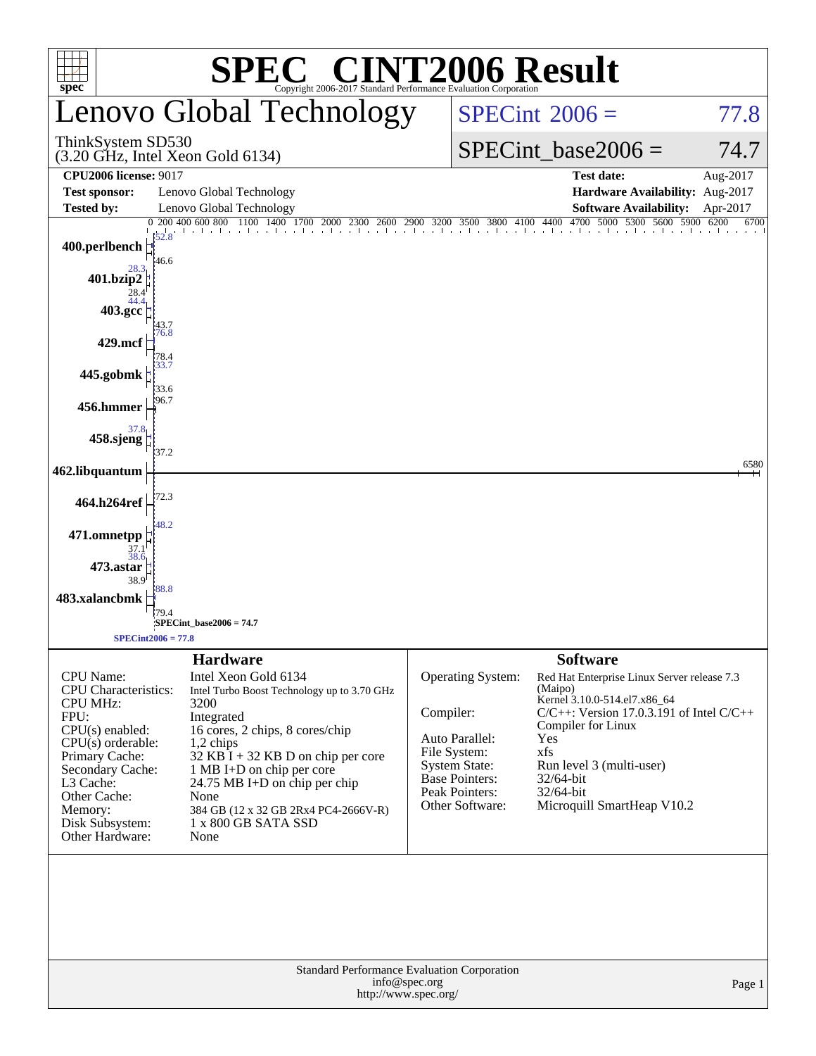# SPEC® CINT2006 Result

Copyright 2006-2017 Standard Performance Evaluation Corporation

## Lenovo Global Technology

ThinkSystem SD530
(3.20 GHz, Intel Xeon Gold 6134)

SPECint 2006 = 77.8

SPECint_base2006 = 74.7

| | | | |
|---|---|---|---|
| **CPU2006 license:** 9017 | | **Test date:** | Aug-2017 |
| **Test sponsor:** | Lenovo Global Technology | **Hardware Availability:** | Aug-2017 |
| **Tested by:** | Lenovo Global Technology | **Software Availability:** | Apr-2017 |

| Benchmark | Peak | Base |
|---|---|---|
| 400.perlbench | 52.8 | 46.6 |
| 401.bzip2 | 28.3 | 28.4 |
| 403.gcc | 44.4 | 43.7 |
| 429.mcf | 76.8 | 78.4 |
| 445.gobmk | 33.7 | 33.6 |
| 456.hmmer | 96.7 | |
| 458.sjeng | 37.8 | 37.2 |
| 462.libquantum | 6580 | |
| 464.h264ref | 72.3 | |
| 471.omnetpp | 48.2 | 37.1 |
| 473.astar | 38.6 | 38.9 |
| 483.xalancbmk | 88.8 | 79.4 |

SPECint_base2006 = 74.7

SPECint2006 = 77.8

### Hardware

| | |
|---|---|
| CPU Name: | Intel Xeon Gold 6134 |
| CPU Characteristics: | Intel Turbo Boost Technology up to 3.70 GHz |
| CPU MHz: | 3200 |
| FPU: | Integrated |
| CPU(s) enabled: | 16 cores, 2 chips, 8 cores/chip |
| CPU(s) orderable: | 1,2 chips |
| Primary Cache: | 32 KB I + 32 KB D on chip per core |
| Secondary Cache: | 1 MB I+D on chip per core |
| L3 Cache: | 24.75 MB I+D on chip per chip |
| Other Cache: | None |
| Memory: | 384 GB (12 x 32 GB 2Rx4 PC4-2666V-R) |
| Disk Subsystem: | 1 x 800 GB SATA SSD |
| Other Hardware: | None |

### Software

| | |
|---|---|
| Operating System: | Red Hat Enterprise Linux Server release 7.3 (Maipo) Kernel 3.10.0-514.el7.x86_64 |
| Compiler: | C/C++: Version 17.0.3.191 of Intel C/C++ Compiler for Linux |
| Auto Parallel: | Yes |
| File System: | xfs |
| System State: | Run level 3 (multi-user) |
| Base Pointers: | 32/64-bit |
| Peak Pointers: | 32/64-bit |
| Other Software: | Microquill SmartHeap V10.2 |

Standard Performance Evaluation Corporation
info@spec.org
http://www.spec.org/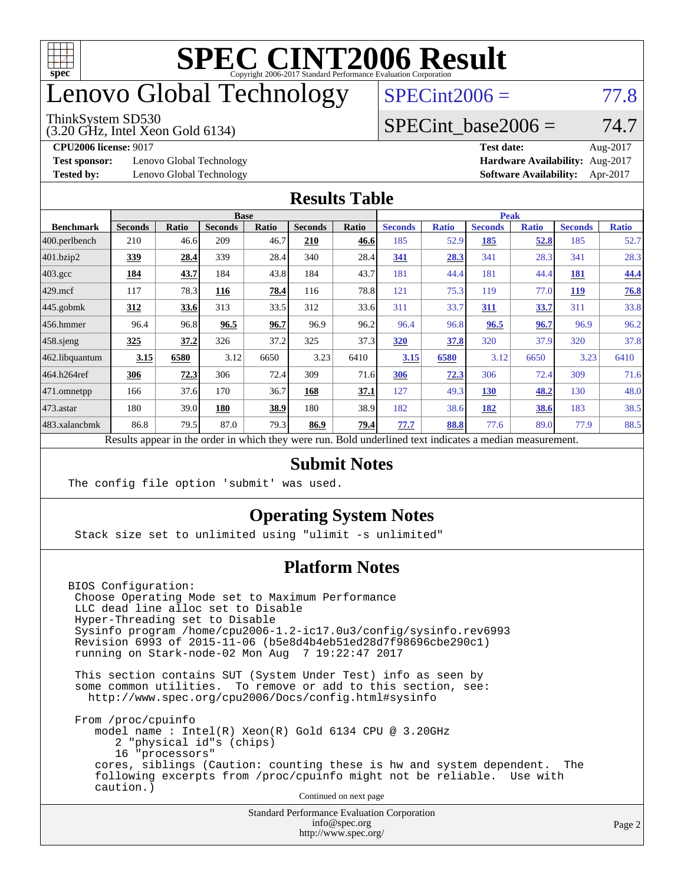# SPEC CINT2006 Result

Copyright 2006-2017 Standard Performance Evaluation Corporation

# Lenovo Global Technology

ThinkSystem SD530
(3.20 GHz, Intel Xeon Gold 6134)

SPECint2006 = 77.8

SPECint_base2006 = 74.7

| | | | |
|---|---|---|---|
| **CPU2006 license:** 9017 | | **Test date:** | Aug-2017 |
| **Test sponsor:** | Lenovo Global Technology | **Hardware Availability:** | Aug-2017 |
| **Tested by:** | Lenovo Global Technology | **Software Availability:** | Apr-2017 |

## Results Table

| | Base | | | | | | Peak | | | | | |
|---|---|---|---|---|---|---|---|---|---|---|---|---|
| **Benchmark** | **Seconds** | **Ratio** | **Seconds** | **Ratio** | **Seconds** | **Ratio** | **Seconds** | **Ratio** | **Seconds** | **Ratio** | **Seconds** | **Ratio** |
| 400.perlbench | 210 | 46.6 | 209 | 46.7 | **210** | **46.6** | 185 | 52.9 | **185** | **52.8** | 185 | 52.7 |
| 401.bzip2 | **339** | **28.4** | 339 | 28.4 | 340 | 28.4 | **341** | **28.3** | 341 | 28.3 | 341 | 28.3 |
| 403.gcc | **184** | **43.7** | 184 | 43.8 | 184 | 43.7 | 181 | 44.4 | 181 | 44.4 | **181** | **44.4** |
| 429.mcf | 117 | 78.3 | **116** | **78.4** | 116 | 78.8 | 121 | 75.3 | 119 | 77.0 | **119** | **76.8** |
| 445.gobmk | **312** | **33.6** | 313 | 33.5 | 312 | 33.6 | 311 | 33.7 | **311** | **33.7** | 311 | 33.8 |
| 456.hmmer | 96.4 | 96.8 | **96.5** | **96.7** | 96.9 | 96.2 | 96.4 | 96.8 | **96.5** | **96.7** | 96.9 | 96.2 |
| 458.sjeng | **325** | **37.2** | 326 | 37.2 | 325 | 37.3 | **320** | **37.8** | 320 | 37.9 | 320 | 37.8 |
| 462.libquantum | **3.15** | **6580** | 3.12 | 6650 | 3.23 | 6410 | **3.15** | **6580** | 3.12 | 6650 | 3.23 | 6410 |
| 464.h264ref | **306** | **72.3** | 306 | 72.4 | 309 | 71.6 | **306** | **72.3** | 306 | 72.4 | 309 | 71.6 |
| 471.omnetpp | 166 | 37.6 | 170 | 36.7 | **168** | **37.1** | 127 | 49.3 | **130** | **48.2** | 130 | 48.0 |
| 473.astar | 180 | 39.0 | **180** | **38.9** | 180 | 38.9 | 182 | 38.6 | **182** | **38.6** | 183 | 38.5 |
| 483.xalancbmk | 86.8 | 79.5 | 87.0 | 79.3 | **86.9** | **79.4** | **77.7** | **88.8** | 77.6 | 89.0 | 77.9 | 88.5 |

Results appear in the order in which they were run. Bold underlined text indicates a median measurement.

## Submit Notes

```
The config file option 'submit' was used.
```

## Operating System Notes

```
Stack size set to unlimited using "ulimit -s unlimited"
```

## Platform Notes

```
BIOS Configuration:
 Choose Operating Mode set to Maximum Performance
 LLC dead line alloc set to Disable
 Hyper-Threading set to Disable
 Sysinfo program /home/cpu2006-1.2-ic17.0u3/config/sysinfo.rev6993
 Revision 6993 of 2015-11-06 (b5e8d4b4eb51ed28d7f98696cbe290c1)
 running on Stark-node-02 Mon Aug  7 19:22:47 2017

 This section contains SUT (System Under Test) info as seen by
 some common utilities.  To remove or add to this section, see:
   http://www.spec.org/cpu2006/Docs/config.html#sysinfo

 From /proc/cpuinfo
    model name : Intel(R) Xeon(R) Gold 6134 CPU @ 3.20GHz
       2 "physical id"s (chips)
       16 "processors"
    cores, siblings (Caution: counting these is hw and system dependent.  The
    following excerpts from /proc/cpuinfo might not be reliable.  Use with
    caution.)
```

Continued on next page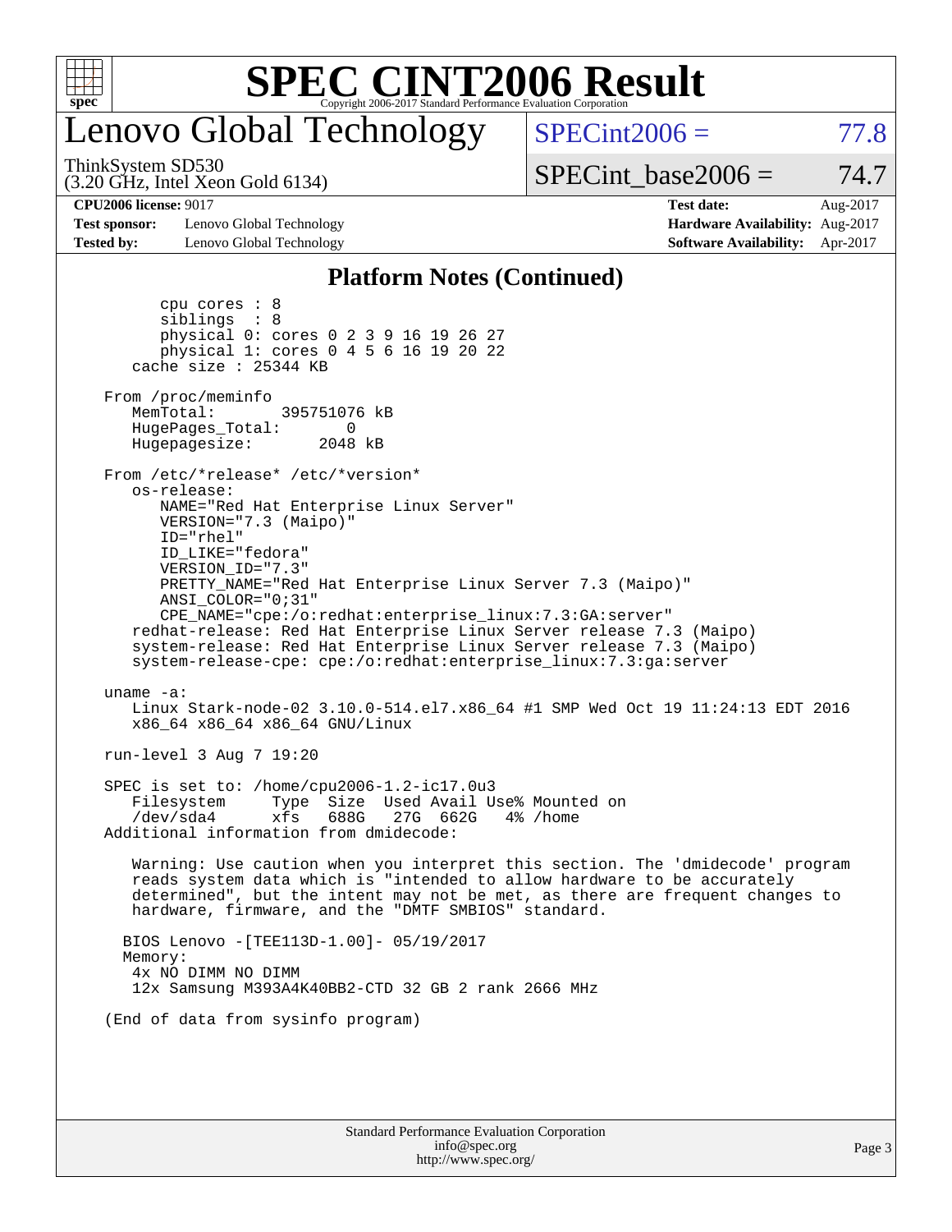# Lenovo Global Technology

ThinkSystem SD530
(3.20 GHz, Intel Xeon Gold 6134)

SPECint2006 = 77.8

SPECint_base2006 = 74.7

**CPU2006 license:** 9017

**Test sponsor:** Lenovo Global Technology

**Tested by:** Lenovo Global Technology

**Test date:** Aug-2017

**Hardware Availability:** Aug-2017

**Software Availability:** Apr-2017

## Platform Notes (Continued)

```
        cpu cores : 8
        siblings  : 8
        physical 0: cores 0 2 3 9 16 19 26 27
        physical 1: cores 0 4 5 6 16 19 20 22
     cache size : 25344 KB

  From /proc/meminfo
     MemTotal:       395751076 kB
     HugePages_Total:       0
     Hugepagesize:       2048 kB

  From /etc/*release* /etc/*version*
     os-release:
        NAME="Red Hat Enterprise Linux Server"
        VERSION="7.3 (Maipo)"
        ID="rhel"
        ID_LIKE="fedora"
        VERSION_ID="7.3"
        PRETTY_NAME="Red Hat Enterprise Linux Server 7.3 (Maipo)"
        ANSI_COLOR="0;31"
        CPE_NAME="cpe:/o:redhat:enterprise_linux:7.3:GA:server"
     redhat-release: Red Hat Enterprise Linux Server release 7.3 (Maipo)
     system-release: Red Hat Enterprise Linux Server release 7.3 (Maipo)
     system-release-cpe: cpe:/o:redhat:enterprise_linux:7.3:ga:server

  uname -a:
     Linux Stark-node-02 3.10.0-514.el7.x86_64 #1 SMP Wed Oct 19 11:24:13 EDT 2016
     x86_64 x86_64 x86_64 GNU/Linux

  run-level 3 Aug 7 19:20

  SPEC is set to: /home/cpu2006-1.2-ic17.0u3
     Filesystem     Type  Size  Used Avail Use% Mounted on
     /dev/sda4      xfs   688G   27G  662G   4% /home
  Additional information from dmidecode:

     Warning: Use caution when you interpret this section. The 'dmidecode' program
     reads system data which is "intended to allow hardware to be accurately
     determined", but the intent may not be met, as there are frequent changes to
     hardware, firmware, and the "DMTF SMBIOS" standard.

    BIOS Lenovo -[TEE113D-1.00]- 05/19/2017
    Memory:
     4x NO DIMM NO DIMM
     12x Samsung M393A4K40BB2-CTD 32 GB 2 rank 2666 MHz

  (End of data from sysinfo program)
```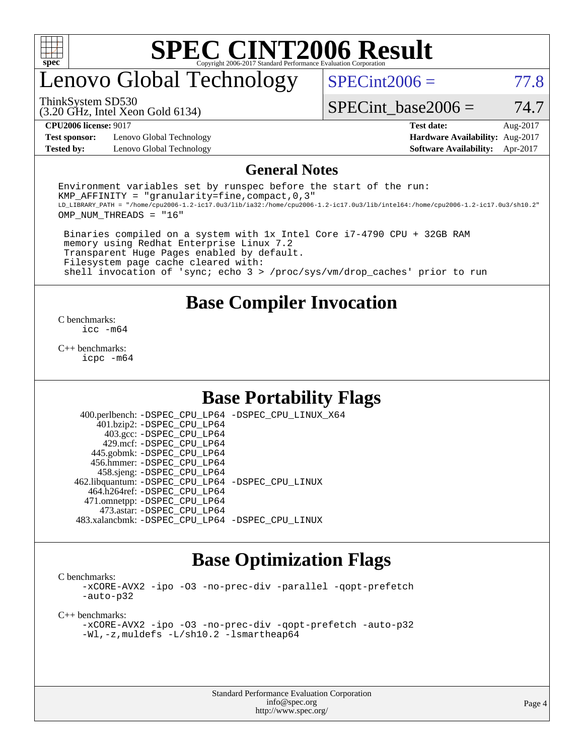# SPEC CINT2006 Result

Copyright 2006-2017 Standard Performance Evaluation Corporation

## Lenovo Global Technology

ThinkSystem SD530
(3.20 GHz, Intel Xeon Gold 6134)

SPECint2006 = 77.8

SPECint_base2006 = 74.7

**CPU2006 license:** 9017
**Test sponsor:** Lenovo Global Technology
**Tested by:** Lenovo Global Technology

**Test date:** Aug-2017
**Hardware Availability:** Aug-2017
**Software Availability:** Apr-2017

## General Notes

```
Environment variables set by runspec before the start of the run:
KMP_AFFINITY = "granularity=fine,compact,0,3"
LD_LIBRARY_PATH = "/home/cpu2006-1.2-ic17.0u3/lib/ia32:/home/cpu2006-1.2-ic17.0u3/lib/intel64:/home/cpu2006-1.2-ic17.0u3/sh10.2"
OMP_NUM_THREADS = "16"

 Binaries compiled on a system with 1x Intel Core i7-4790 CPU + 32GB RAM
 memory using Redhat Enterprise Linux 7.2
 Transparent Huge Pages enabled by default.
 Filesystem page cache cleared with:
 shell invocation of 'sync; echo 3 > /proc/sys/vm/drop_caches' prior to run
```

## Base Compiler Invocation

C benchmarks:
```
icc -m64
```

C++ benchmarks:
```
icpc -m64
```

## Base Portability Flags

```
    400.perlbench: -DSPEC_CPU_LP64 -DSPEC_CPU_LINUX_X64
        401.bzip2: -DSPEC_CPU_LP64
          403.gcc: -DSPEC_CPU_LP64
          429.mcf: -DSPEC_CPU_LP64
        445.gobmk: -DSPEC_CPU_LP64
        456.hmmer: -DSPEC_CPU_LP64
        458.sjeng: -DSPEC_CPU_LP64
   462.libquantum: -DSPEC_CPU_LP64 -DSPEC_CPU_LINUX
      464.h264ref: -DSPEC_CPU_LP64
      471.omnetpp: -DSPEC_CPU_LP64
        473.astar: -DSPEC_CPU_LP64
    483.xalancbmk: -DSPEC_CPU_LP64 -DSPEC_CPU_LINUX
```

## Base Optimization Flags

C benchmarks:
```
-xCORE-AVX2 -ipo -O3 -no-prec-div -parallel -qopt-prefetch
-auto-p32
```

C++ benchmarks:
```
-xCORE-AVX2 -ipo -O3 -no-prec-div -qopt-prefetch -auto-p32
-Wl,-z,muldefs -L/sh10.2 -lsmartheap64
```

Standard Performance Evaluation Corporation
info@spec.org
http://www.spec.org/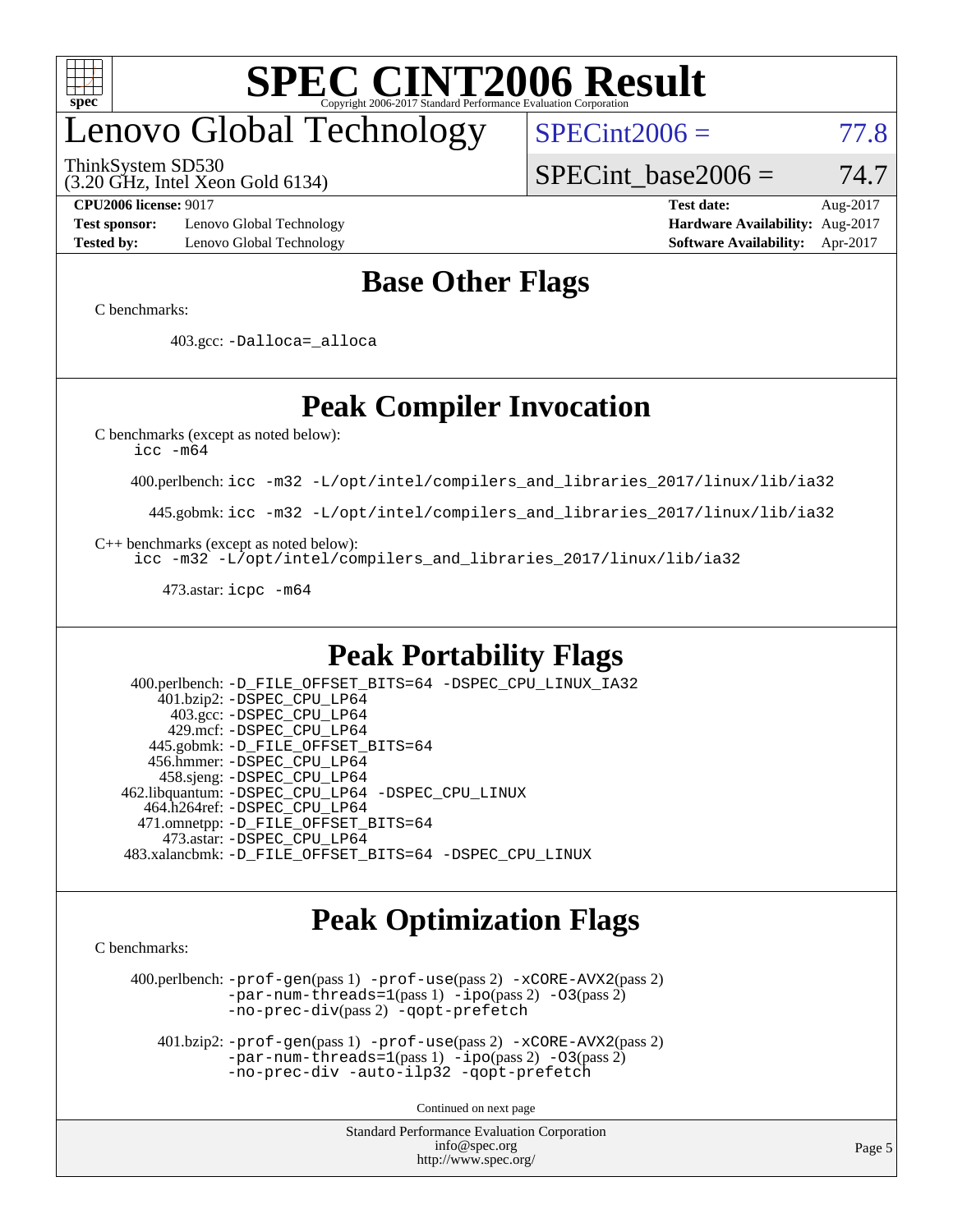# SPEC CINT2006 Result

Copyright 2006-2017 Standard Performance Evaluation Corporation

## Lenovo Global Technology

ThinkSystem SD530
(3.20 GHz, Intel Xeon Gold 6134)

SPECint2006 = 77.8

SPECint_base2006 = 74.7

**CPU2006 license:** 9017
**Test sponsor:** Lenovo Global Technology
**Tested by:** Lenovo Global Technology

**Test date:** Aug-2017
**Hardware Availability:** Aug-2017
**Software Availability:** Apr-2017

## Base Other Flags

C benchmarks:

403.gcc: -Dalloca=_alloca

## Peak Compiler Invocation

C benchmarks (except as noted below):
icc -m64

400.perlbench: icc -m32 -L/opt/intel/compilers_and_libraries_2017/linux/lib/ia32

445.gobmk: icc -m32 -L/opt/intel/compilers_and_libraries_2017/linux/lib/ia32

C++ benchmarks (except as noted below):
icc -m32 -L/opt/intel/compilers_and_libraries_2017/linux/lib/ia32

473.astar: icpc -m64

## Peak Portability Flags

400.perlbench: -D_FILE_OFFSET_BITS=64 -DSPEC_CPU_LINUX_IA32
401.bzip2: -DSPEC_CPU_LP64
403.gcc: -DSPEC_CPU_LP64
429.mcf: -DSPEC_CPU_LP64
445.gobmk: -D_FILE_OFFSET_BITS=64
456.hmmer: -DSPEC_CPU_LP64
458.sjeng: -DSPEC_CPU_LP64
462.libquantum: -DSPEC_CPU_LP64 -DSPEC_CPU_LINUX
464.h264ref: -DSPEC_CPU_LP64
471.omnetpp: -D_FILE_OFFSET_BITS=64
473.astar: -DSPEC_CPU_LP64
483.xalancbmk: -D_FILE_OFFSET_BITS=64 -DSPEC_CPU_LINUX

## Peak Optimization Flags

C benchmarks:

400.perlbench: -prof-gen(pass 1) -prof-use(pass 2) -xCORE-AVX2(pass 2) -par-num-threads=1(pass 1) -ipo(pass 2) -O3(pass 2) -no-prec-div(pass 2) -qopt-prefetch

401.bzip2: -prof-gen(pass 1) -prof-use(pass 2) -xCORE-AVX2(pass 2) -par-num-threads=1(pass 1) -ipo(pass 2) -O3(pass 2) -no-prec-div -auto-ilp32 -qopt-prefetch

Continued on next page

Standard Performance Evaluation Corporation
info@spec.org
http://www.spec.org/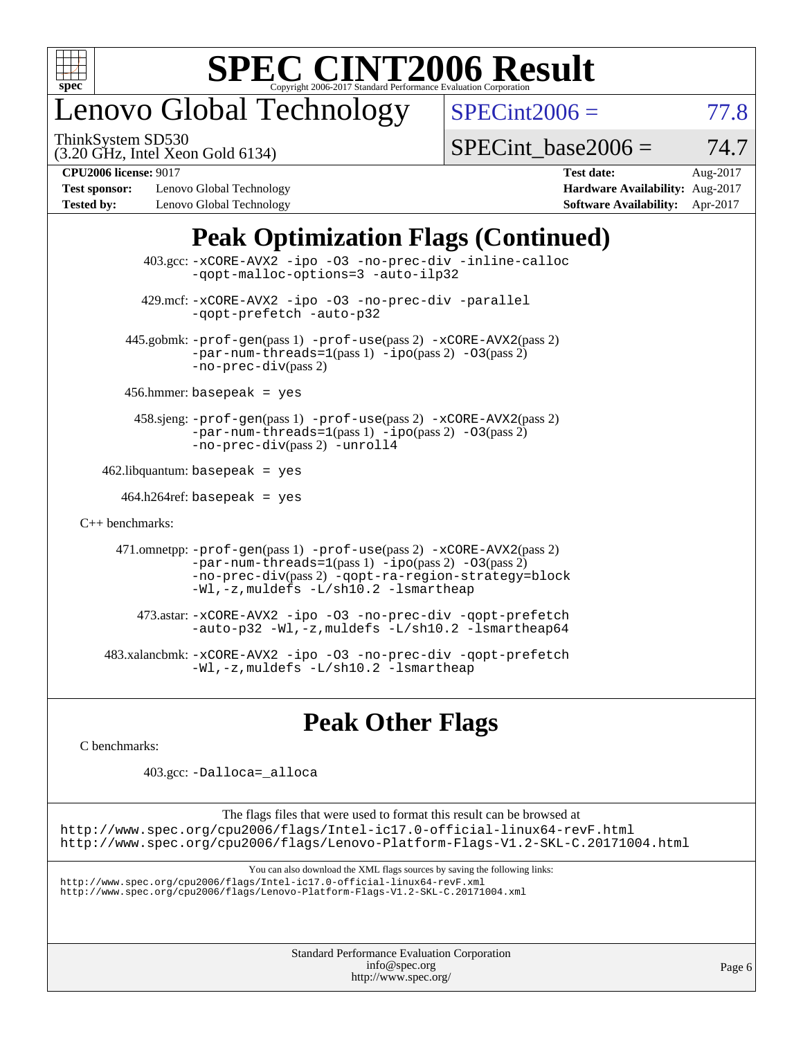# Lenovo Global Technology

ThinkSystem SD530
(3.20 GHz, Intel Xeon Gold 6134)

SPECint2006 = 77.8

SPECint_base2006 = 74.7

**CPU2006 license:** 9017
**Test sponsor:** Lenovo Global Technology
**Tested by:** Lenovo Global Technology

**Test date:** Aug-2017
**Hardware Availability:** Aug-2017
**Software Availability:** Apr-2017

## Peak Optimization Flags (Continued)

403.gcc: -xCORE-AVX2 -ipo -O3 -no-prec-div -inline-calloc -qopt-malloc-options=3 -auto-ilp32

429.mcf: -xCORE-AVX2 -ipo -O3 -no-prec-div -parallel -qopt-prefetch -auto-p32

445.gobmk: -prof-gen(pass 1) -prof-use(pass 2) -xCORE-AVX2(pass 2) -par-num-threads=1(pass 1) -ipo(pass 2) -O3(pass 2) -no-prec-div(pass 2)

456.hmmer: basepeak = yes

458.sjeng: -prof-gen(pass 1) -prof-use(pass 2) -xCORE-AVX2(pass 2) -par-num-threads=1(pass 1) -ipo(pass 2) -O3(pass 2) -no-prec-div(pass 2) -unroll4

462.libquantum: basepeak = yes

464.h264ref: basepeak = yes

C++ benchmarks:

471.omnetpp: -prof-gen(pass 1) -prof-use(pass 2) -xCORE-AVX2(pass 2) -par-num-threads=1(pass 1) -ipo(pass 2) -O3(pass 2) -no-prec-div(pass 2) -qopt-ra-region-strategy=block -Wl,-z,muldefs -L/sh10.2 -lsmartheap

473.astar: -xCORE-AVX2 -ipo -O3 -no-prec-div -qopt-prefetch -auto-p32 -Wl,-z,muldefs -L/sh10.2 -lsmartheap64

483.xalancbmk: -xCORE-AVX2 -ipo -O3 -no-prec-div -qopt-prefetch -Wl,-z,muldefs -L/sh10.2 -lsmartheap

## Peak Other Flags

C benchmarks:

403.gcc: -Dalloca=_alloca

The flags files that were used to format this result can be browsed at
http://www.spec.org/cpu2006/flags/Intel-ic17.0-official-linux64-revF.html
http://www.spec.org/cpu2006/flags/Lenovo-Platform-Flags-V1.2-SKL-C.20171004.html

You can also download the XML flags sources by saving the following links:
http://www.spec.org/cpu2006/flags/Intel-ic17.0-official-linux64-revF.xml
http://www.spec.org/cpu2006/flags/Lenovo-Platform-Flags-V1.2-SKL-C.20171004.xml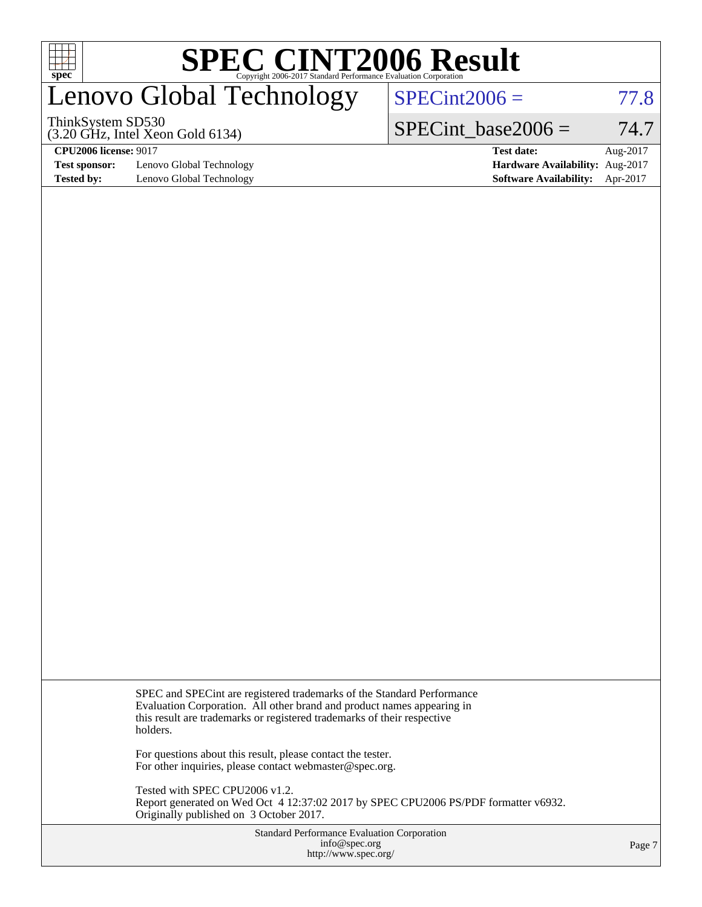SPEC and SPECint are registered trademarks of the Standard Performance Evaluation Corporation. All other brand and product names appearing in this result are trademarks or registered trademarks of their respective holders.

For questions about this result, please contact the tester.
For other inquiries, please contact webmaster@spec.org.

Tested with SPEC CPU2006 v1.2.
Report generated on Wed Oct 4 12:37:02 2017 by SPEC CPU2006 PS/PDF formatter v6932.
Originally published on 3 October 2017.